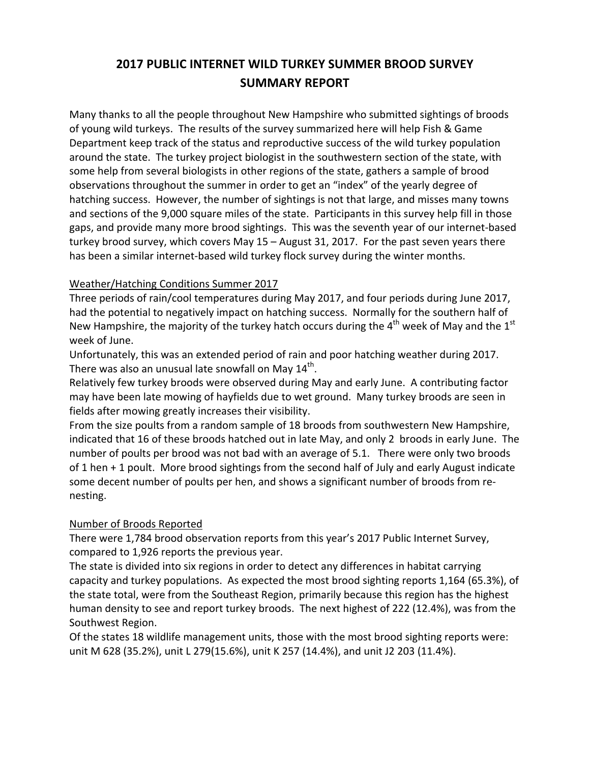# 2017 PUBLIC INTERNET WILD TURKEY SUMMER BROOD SURVEY SUMMARY REPORT

Many thanks to all the people throughout New Hampshire who submitted sightings of broods of young wild turkeys. The results of the survey summarized here will help Fish & Game Department keep track of the status and reproductive success of the wild turkey population around the state. The turkey project biologist in the southwestern section of the state, with some help from several biologists in other regions of the state, gathers a sample of brood observations throughout the summer in order to get an "index" of the yearly degree of hatching success. However, the number of sightings is not that large, and misses many towns and sections of the 9,000 square miles of the state. Participants in this survey help fill in those gaps, and provide many more brood sightings. This was the seventh year of our internet-based turkey brood survey, which covers May 15 – August 31, 2017. For the past seven years there has been a similar internet-based wild turkey flock survey during the winter months.

## Weather/Hatching Conditions Summer 2017

Three periods of rain/cool temperatures during May 2017, and four periods during June 2017, had the potential to negatively impact on hatching success. Normally for the southern half of New Hampshire, the majority of the turkey hatch occurs during the 4th week of May and the 1st week of June.

Unfortunately, this was an extended period of rain and poor hatching weather during 2017. There was also an unusual late snowfall on May 14th.

Relatively few turkey broods were observed during May and early June. A contributing factor may have been late mowing of hayfields due to wet ground. Many turkey broods are seen in fields after mowing greatly increases their visibility.

From the size poults from a random sample of 18 broods from southwestern New Hampshire, indicated that 16 of these broods hatched out in late May, and only 2 broods in early June. The number of poults per brood was not bad with an average of 5.1. There were only two broods of 1 hen + 1 poult. More brood sightings from the second half of July and early August indicate some decent number of poults per hen, and shows a significant number of broods from re-nesting.

## Number of Broods Reported

There were 1,784 brood observation reports from this year's 2017 Public Internet Survey, compared to 1,926 reports the previous year.

The state is divided into six regions in order to detect any differences in habitat carrying capacity and turkey populations. As expected the most brood sighting reports 1,164 (65.3%), of the state total, were from the Southeast Region, primarily because this region has the highest human density to see and report turkey broods. The next highest of 222 (12.4%), was from the Southwest Region.

Of the states 18 wildlife management units, those with the most brood sighting reports were: unit M 628 (35.2%), unit L 279(15.6%), unit K 257 (14.4%), and unit J2 203 (11.4%).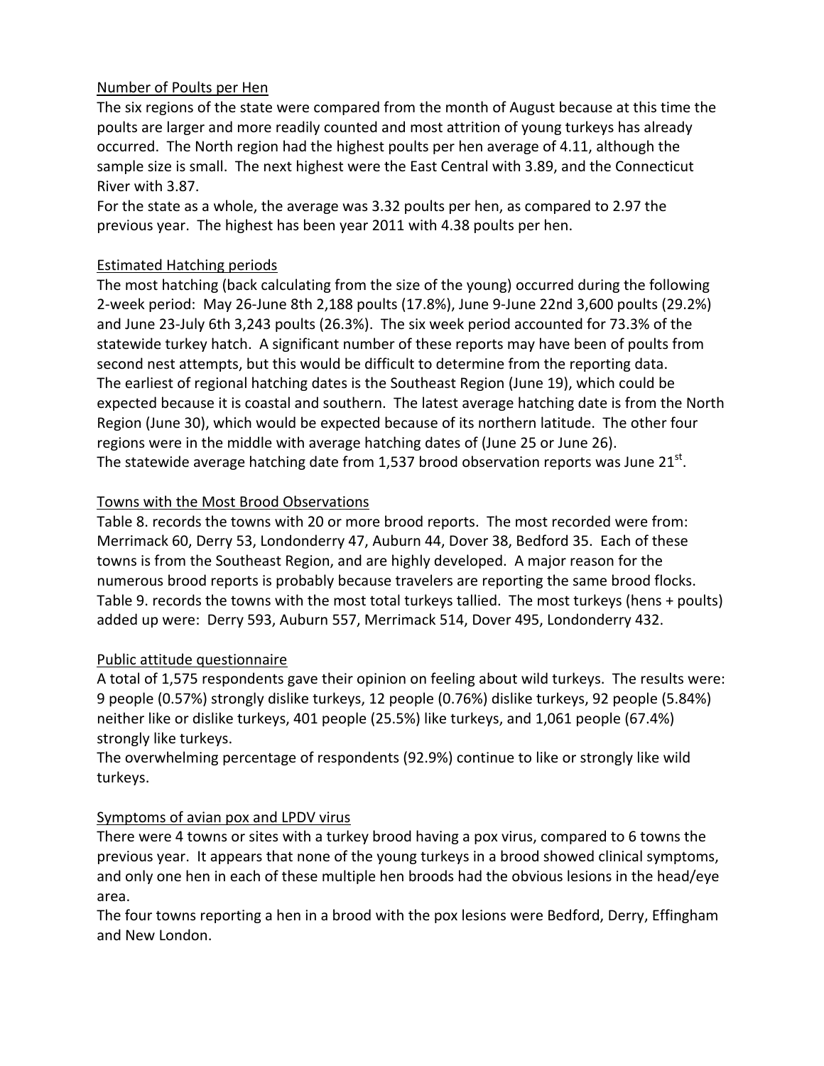## Number of Poults per Hen

The six regions of the state were compared from the month of August because at this time the poults are larger and more readily counted and most attrition of young turkeys has already occurred. The North region had the highest poults per hen average of 4.11, although the sample size is small. The next highest were the East Central with 3.89, and the Connecticut River with 3.87.

For the state as a whole, the average was 3.32 poults per hen, as compared to 2.97 the previous year. The highest has been year 2011 with 4.38 poults per hen.

## Estimated Hatching periods

The most hatching (back calculating from the size of the young) occurred during the following 2-week period: May 26-June 8th 2,188 poults (17.8%), June 9-June 22nd 3,600 poults (29.2%) and June 23-July 6th 3,243 poults (26.3%). The six week period accounted for 73.3% of the statewide turkey hatch. A significant number of these reports may have been of poults from second nest attempts, but this would be difficult to determine from the reporting data.

The earliest of regional hatching dates is the Southeast Region (June 19), which could be expected because it is coastal and southern. The latest average hatching date is from the North Region (June 30), which would be expected because of its northern latitude. The other four regions were in the middle with average hatching dates of (June 25 or June 26).

The statewide average hatching date from 1,537 brood observation reports was June 21st.

## Towns with the Most Brood Observations

Table 8. records the towns with 20 or more brood reports. The most recorded were from: Merrimack 60, Derry 53, Londonderry 47, Auburn 44, Dover 38, Bedford 35. Each of these towns is from the Southeast Region, and are highly developed. A major reason for the numerous brood reports is probably because travelers are reporting the same brood flocks.

Table 9. records the towns with the most total turkeys tallied. The most turkeys (hens + poults) added up were: Derry 593, Auburn 557, Merrimack 514, Dover 495, Londonderry 432.

## Public attitude questionnaire

A total of 1,575 respondents gave their opinion on feeling about wild turkeys. The results were: 9 people (0.57%) strongly dislike turkeys, 12 people (0.76%) dislike turkeys, 92 people (5.84%) neither like or dislike turkeys, 401 people (25.5%) like turkeys, and 1,061 people (67.4%) strongly like turkeys.

The overwhelming percentage of respondents (92.9%) continue to like or strongly like wild turkeys.

## Symptoms of avian pox and LPDV virus

There were 4 towns or sites with a turkey brood having a pox virus, compared to 6 towns the previous year. It appears that none of the young turkeys in a brood showed clinical symptoms, and only one hen in each of these multiple hen broods had the obvious lesions in the head/eye area.

The four towns reporting a hen in a brood with the pox lesions were Bedford, Derry, Effingham and New London.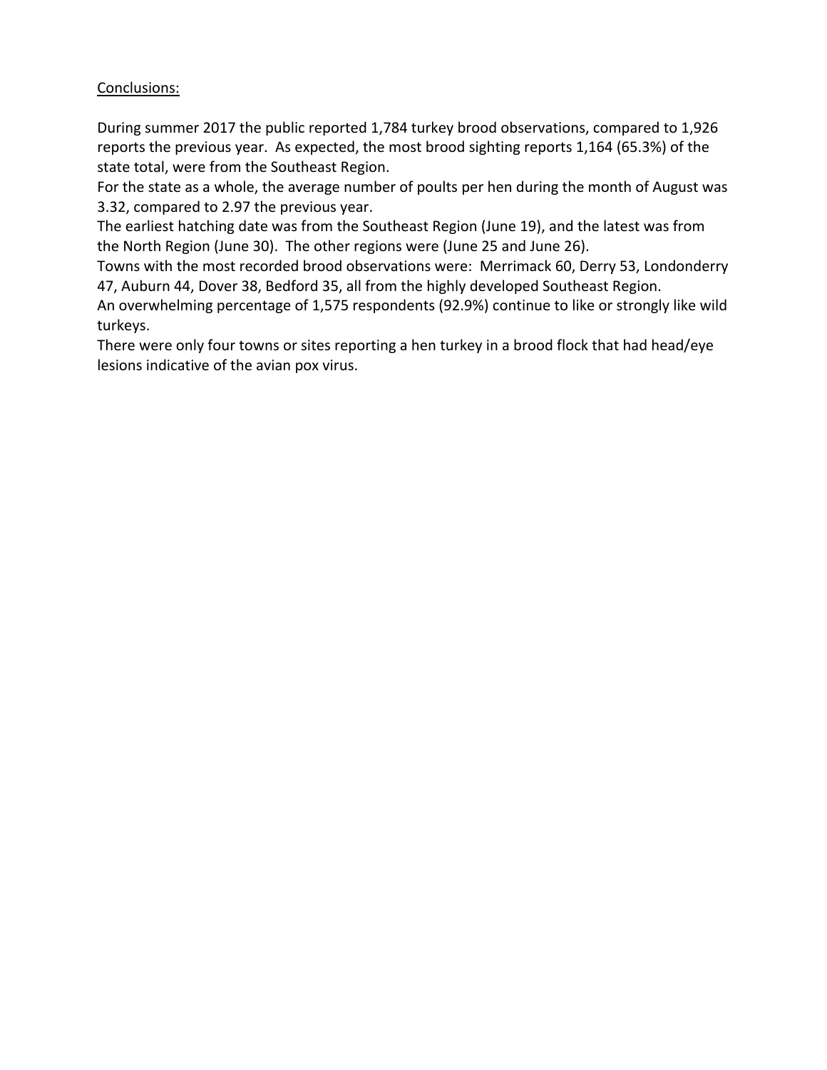Conclusions:

During summer 2017 the public reported 1,784 turkey brood observations, compared to 1,926 reports the previous year. As expected, the most brood sighting reports 1,164 (65.3%) of the state total, were from the Southeast Region.

For the state as a whole, the average number of poults per hen during the month of August was 3.32, compared to 2.97 the previous year.

The earliest hatching date was from the Southeast Region (June 19), and the latest was from the North Region (June 30). The other regions were (June 25 and June 26).

Towns with the most recorded brood observations were: Merrimack 60, Derry 53, Londonderry 47, Auburn 44, Dover 38, Bedford 35, all from the highly developed Southeast Region.

An overwhelming percentage of 1,575 respondents (92.9%) continue to like or strongly like wild turkeys.

There were only four towns or sites reporting a hen turkey in a brood flock that had head/eye lesions indicative of the avian pox virus.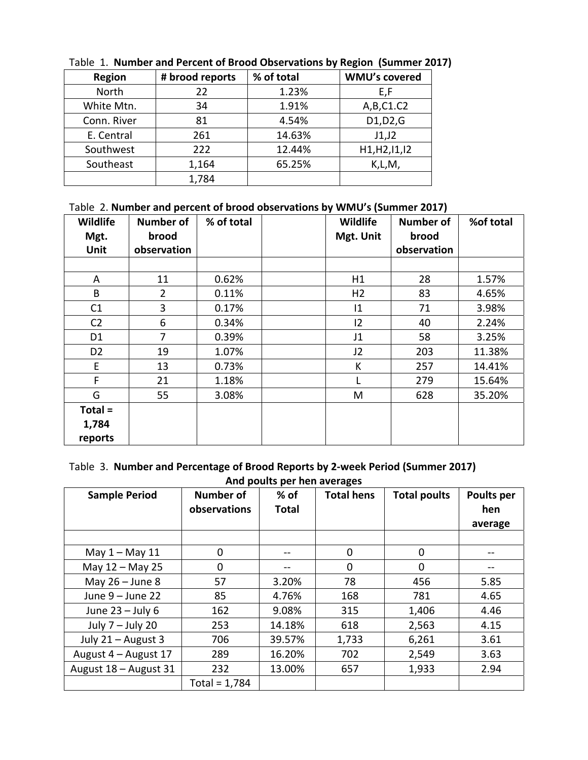Table 1. **Number and Percent of Brood Observations by Region (Summer 2017)**

| Region | # brood reports | % of total | WMU's covered |
|---|---|---|---|
| North | 22 | 1.23% | E,F |
| White Mtn. | 34 | 1.91% | A,B,C1.C2 |
| Conn. River | 81 | 4.54% | D1,D2,G |
| E. Central | 261 | 14.63% | J1,J2 |
| Southwest | 222 | 12.44% | H1,H2,I1,I2 |
| Southeast | 1,164 | 65.25% | K,L,M, |
| | 1,784 | | |

Table 2. **Number and percent of brood observations by WMU's (Summer 2017)**

| **Wildlife Mgt. Unit** | **Number of brood observation** | **% of total** | | **Wildlife Mgt. Unit** | **Number of brood observation** | **%of total** |
|---|---|---|---|---|---|---|
| | | | | | | |
| A | 11 | 0.62% | | H1 | 28 | 1.57% |
| B | 2 | 0.11% | | H2 | 83 | 4.65% |
| C1 | 3 | 0.17% | | I1 | 71 | 3.98% |
| C2 | 6 | 0.34% | | I2 | 40 | 2.24% |
| D1 | 7 | 0.39% | | J1 | 58 | 3.25% |
| D2 | 19 | 1.07% | | J2 | 203 | 11.38% |
| E | 13 | 0.73% | | K | 257 | 14.41% |
| F | 21 | 1.18% | | L | 279 | 15.64% |
| G | 55 | 3.08% | | M | 628 | 35.20% |
| **Total = 1,784 reports** | | | | | | |

Table 3. **Number and Percentage of Brood Reports by 2-week Period (Summer 2017) And poults per hen averages**

| **Sample Period** | **Number of observations** | **% of Total** | **Total hens** | **Total poults** | **Poults per hen average** |
|---|---|---|---|---|---|
| | | | | | |
| May 1 – May 11 | 0 | -- | 0 | 0 | -- |
| May 12 – May 25 | 0 | -- | 0 | 0 | -- |
| May 26 – June 8 | 57 | 3.20% | 78 | 456 | 5.85 |
| June 9 – June 22 | 85 | 4.76% | 168 | 781 | 4.65 |
| June 23 – July 6 | 162 | 9.08% | 315 | 1,406 | 4.46 |
| July 7 – July 20 | 253 | 14.18% | 618 | 2,563 | 4.15 |
| July 21 – August 3 | 706 | 39.57% | 1,733 | 6,261 | 3.61 |
| August 4 – August 17 | 289 | 16.20% | 702 | 2,549 | 3.63 |
| August 18 – August 31 | 232 | 13.00% | 657 | 1,933 | 2.94 |
| | Total = 1,784 | | | | |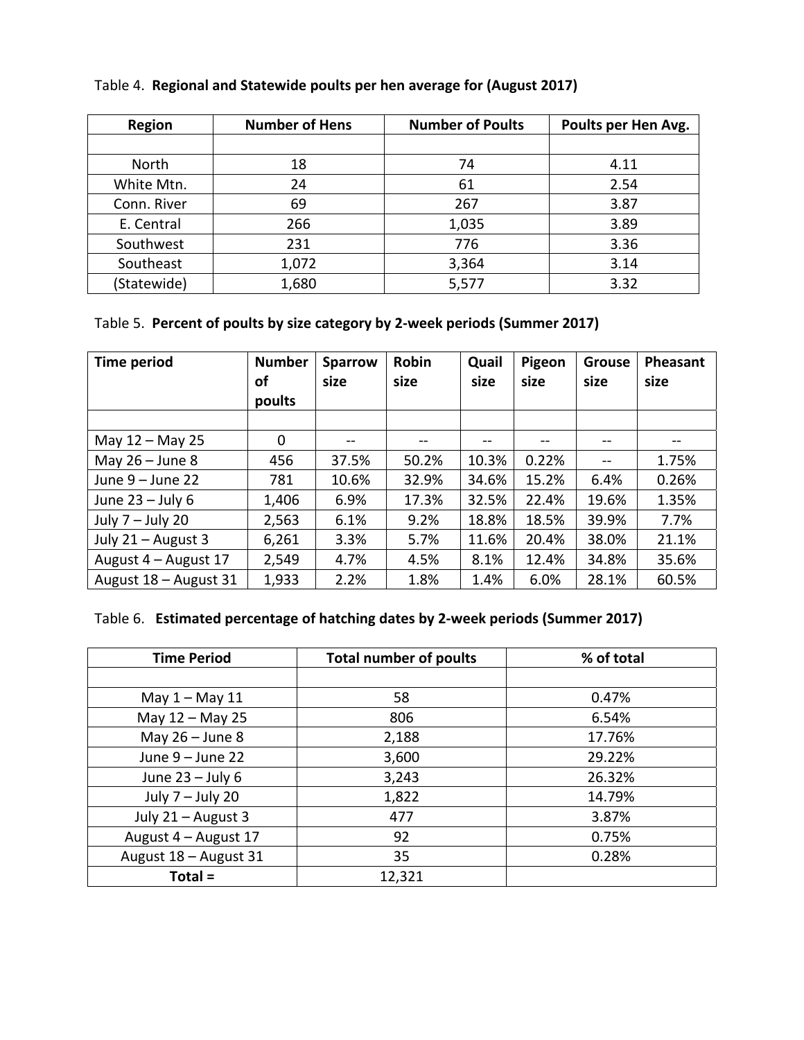Table 4. **Regional and Statewide poults per hen average for (August 2017)**

| Region | Number of Hens | Number of Poults | Poults per Hen Avg. |
|---|---|---|---|
| | | | |
| North | 18 | 74 | 4.11 |
| White Mtn. | 24 | 61 | 2.54 |
| Conn. River | 69 | 267 | 3.87 |
| E. Central | 266 | 1,035 | 3.89 |
| Southwest | 231 | 776 | 3.36 |
| Southeast | 1,072 | 3,364 | 3.14 |
| (Statewide) | 1,680 | 5,577 | 3.32 |

Table 5. **Percent of poults by size category by 2-week periods (Summer 2017)**

| Time period | Number of poults | Sparrow size | Robin size | Quail size | Pigeon size | Grouse size | Pheasant size |
|---|---|---|---|---|---|---|---|
| | | | | | | | |
| May 12 – May 25 | 0 | -- | -- | -- | -- | -- | -- |
| May 26 – June 8 | 456 | 37.5% | 50.2% | 10.3% | 0.22% | -- | 1.75% |
| June 9 – June 22 | 781 | 10.6% | 32.9% | 34.6% | 15.2% | 6.4% | 0.26% |
| June 23 – July 6 | 1,406 | 6.9% | 17.3% | 32.5% | 22.4% | 19.6% | 1.35% |
| July 7 – July 20 | 2,563 | 6.1% | 9.2% | 18.8% | 18.5% | 39.9% | 7.7% |
| July 21 – August 3 | 6,261 | 3.3% | 5.7% | 11.6% | 20.4% | 38.0% | 21.1% |
| August 4 – August 17 | 2,549 | 4.7% | 4.5% | 8.1% | 12.4% | 34.8% | 35.6% |
| August 18 – August 31 | 1,933 | 2.2% | 1.8% | 1.4% | 6.0% | 28.1% | 60.5% |

Table 6. **Estimated percentage of hatching dates by 2-week periods (Summer 2017)**

| Time Period | Total number of poults | % of total |
|---|---|---|
| | | |
| May 1 – May 11 | 58 | 0.47% |
| May 12 – May 25 | 806 | 6.54% |
| May 26 – June 8 | 2,188 | 17.76% |
| June 9 – June 22 | 3,600 | 29.22% |
| June 23 – July 6 | 3,243 | 26.32% |
| July 7 – July 20 | 1,822 | 14.79% |
| July 21 – August 3 | 477 | 3.87% |
| August 4 – August 17 | 92 | 0.75% |
| August 18 – August 31 | 35 | 0.28% |
| **Total =** | 12,321 | |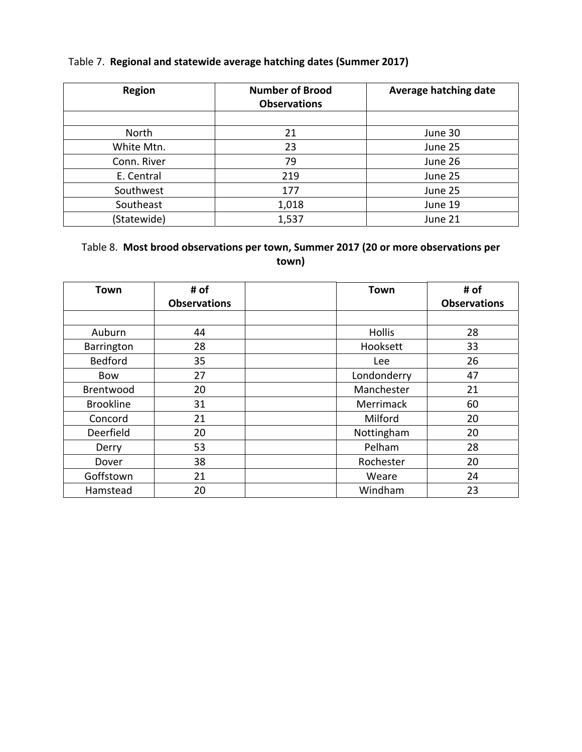Table 7. **Regional and statewide average hatching dates (Summer 2017)**

| Region | Number of Brood Observations | Average hatching date |
|---|---|---|
| | | |
| North | 21 | June 30 |
| White Mtn. | 23 | June 25 |
| Conn. River | 79 | June 26 |
| E. Central | 219 | June 25 |
| Southwest | 177 | June 25 |
| Southeast | 1,018 | June 19 |
| (Statewide) | 1,537 | June 21 |

Table 8. **Most brood observations per town, Summer 2017 (20 or more observations per town)**

| Town | # of Observations | | Town | # of Observations |
|---|---|---|---|---|
| | | | | |
| Auburn | 44 | | Hollis | 28 |
| Barrington | 28 | | Hooksett | 33 |
| Bedford | 35 | | Lee | 26 |
| Bow | 27 | | Londonderry | 47 |
| Brentwood | 20 | | Manchester | 21 |
| Brookline | 31 | | Merrimack | 60 |
| Concord | 21 | | Milford | 20 |
| Deerfield | 20 | | Nottingham | 20 |
| Derry | 53 | | Pelham | 28 |
| Dover | 38 | | Rochester | 20 |
| Goffstown | 21 | | Weare | 24 |
| Hamstead | 20 | | Windham | 23 |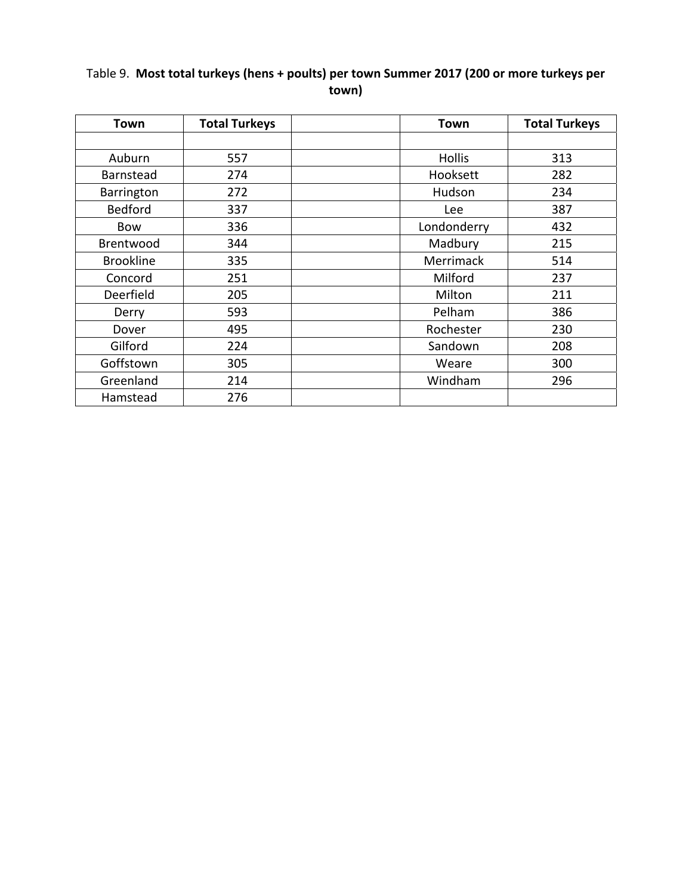Table 9. **Most total turkeys (hens + poults) per town Summer 2017 (200 or more turkeys per town)**

| Town | Total Turkeys | | Town | Total Turkeys |
|---|---|---|---|---|
| | | | | |
| Auburn | 557 | | Hollis | 313 |
| Barnstead | 274 | | Hooksett | 282 |
| Barrington | 272 | | Hudson | 234 |
| Bedford | 337 | | Lee | 387 |
| Bow | 336 | | Londonderry | 432 |
| Brentwood | 344 | | Madbury | 215 |
| Brookline | 335 | | Merrimack | 514 |
| Concord | 251 | | Milford | 237 |
| Deerfield | 205 | | Milton | 211 |
| Derry | 593 | | Pelham | 386 |
| Dover | 495 | | Rochester | 230 |
| Gilford | 224 | | Sandown | 208 |
| Goffstown | 305 | | Weare | 300 |
| Greenland | 214 | | Windham | 296 |
| Hamstead | 276 | | | |